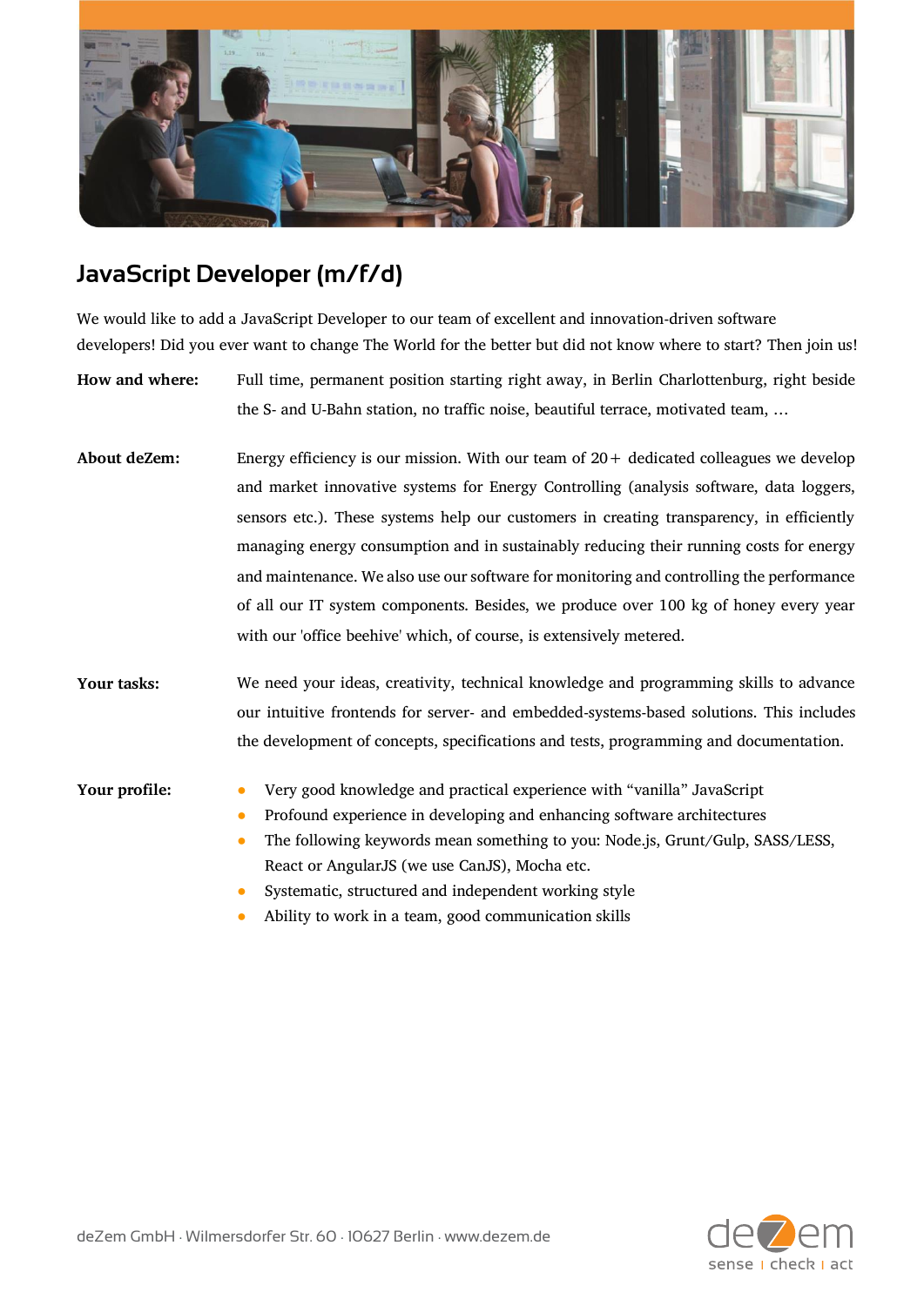# JavaScript Developer (m/f/d)

We would like to add a JavaScript Developer to our team of excellent and innovation-driven software developers! Did you ever want to change The World for the better but did not know where to start? Then join us!

**How and where:** Full time, permanent position starting right away, in Berlin Charlottenburg, right beside the S- and U-Bahn station, no traffic noise, beautiful terrace, motivated team, …

**About deZem:** Energy efficiency is our mission. With our team of 20+ dedicated colleagues we develop and market innovative systems for Energy Controlling (analysis software, data loggers, sensors etc.). These systems help our customers in creating transparency, in efficiently managing energy consumption and in sustainably reducing their running costs for energy and maintenance. We also use our software for monitoring and controlling the performance of all our IT system components. Besides, we produce over 100 kg of honey every year with our 'office beehive' which, of course, is extensively metered.

**Your tasks:** We need your ideas, creativity, technical knowledge and programming skills to advance our intuitive frontends for server- and embedded-systems-based solutions. This includes the development of concepts, specifications and tests, programming and documentation.

**Your profile:**

- Very good knowledge and practical experience with “vanilla” JavaScript
- Profound experience in developing and enhancing software architectures
- The following keywords mean something to you: Node.js, Grunt/Gulp, SASS/LESS, React or AngularJS (we use CanJS), Mocha etc.
- Systematic, structured and independent working style
- Ability to work in a team, good communication skills

deZem GmbH · Wilmersdorfer Str. 60 · 10627 Berlin · www.dezem.de

dezem
sense | check | act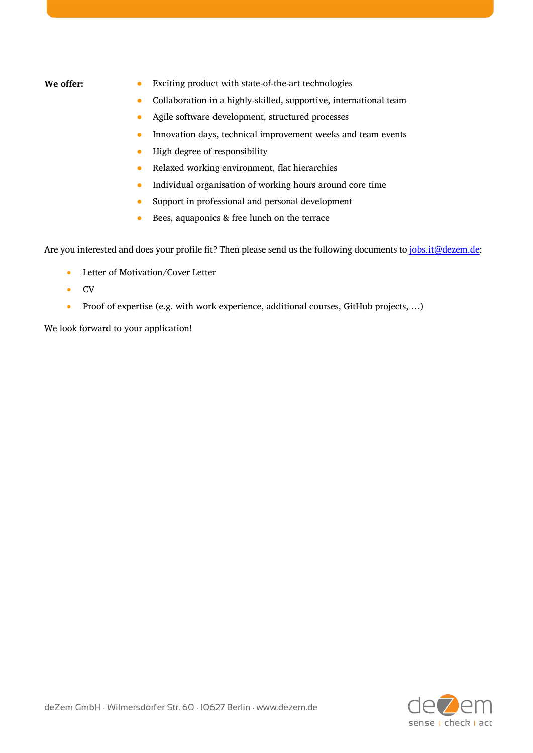**We offer:**

- Exciting product with state-of-the-art technologies
- Collaboration in a highly-skilled, supportive, international team
- Agile software development, structured processes
- Innovation days, technical improvement weeks and team events
- High degree of responsibility
- Relaxed working environment, flat hierarchies
- Individual organisation of working hours around core time
- Support in professional and personal development
- Bees, aquaponics & free lunch on the terrace

Are you interested and does your profile fit? Then please send us the following documents to jobs.it@dezem.de:

- Letter of Motivation/Cover Letter
- CV
- Proof of expertise (e.g. with work experience, additional courses, GitHub projects, …)

We look forward to your application!